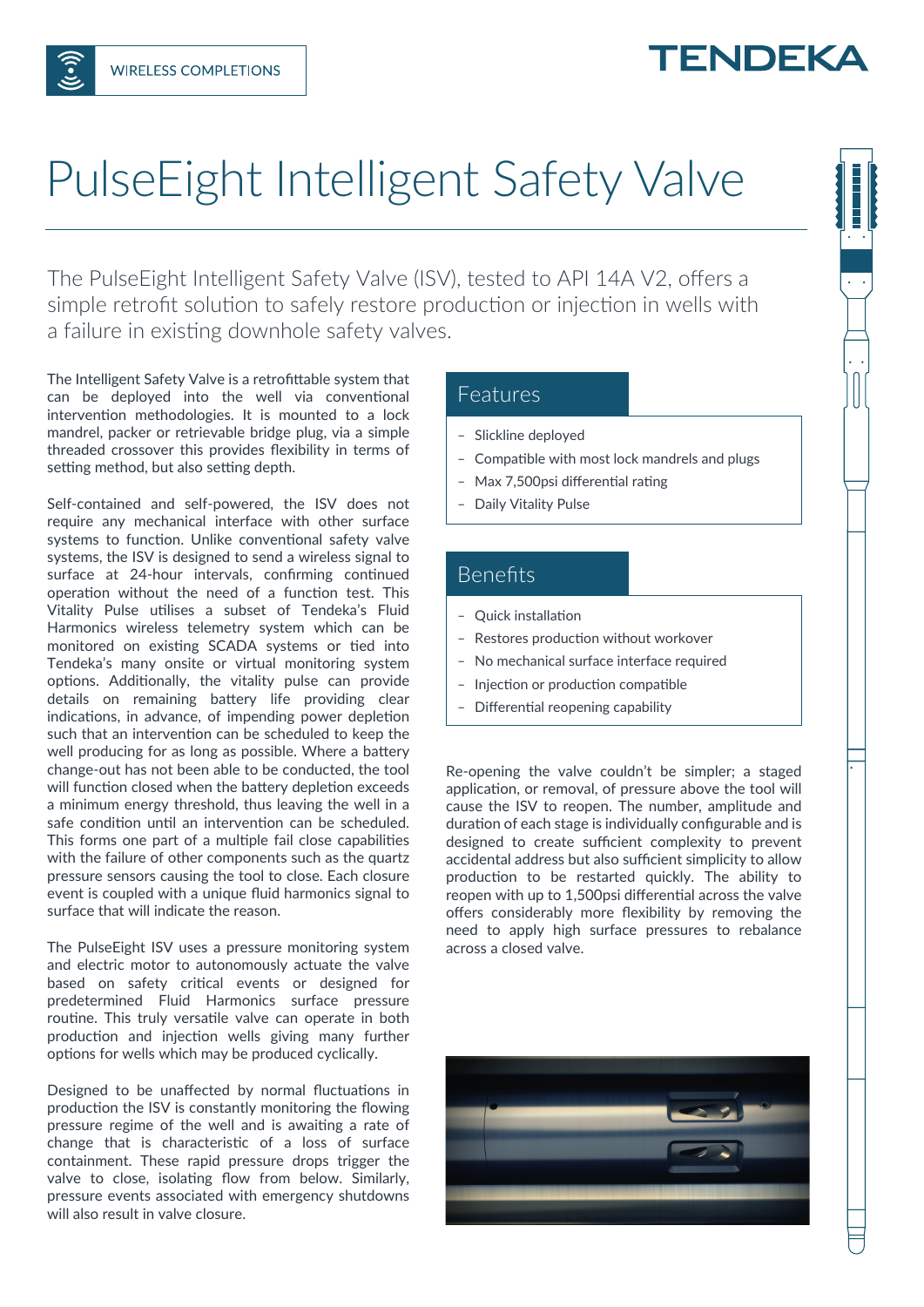WIRELESS COMPLETIONS

TENDEKA

# PulseEight Intelligent Safety Valve

The PulseEight Intelligent Safety Valve (ISV), tested to API 14A V2, offers a simple retrofit solution to safely restore production or injection in wells with a failure in existing downhole safety valves.

The Intelligent Safety Valve is a retrofittable system that can be deployed into the well via conventional intervention methodologies. It is mounted to a lock mandrel, packer or retrievable bridge plug, via a simple threaded crossover this provides flexibility in terms of setting method, but also setting depth.

Self-contained and self-powered, the ISV does not require any mechanical interface with other surface systems to function. Unlike conventional safety valve systems, the ISV is designed to send a wireless signal to surface at 24-hour intervals, confirming continued operation without the need of a function test. This Vitality Pulse utilises a subset of Tendeka's Fluid Harmonics wireless telemetry system which can be monitored on existing SCADA systems or tied into Tendeka's many onsite or virtual monitoring system options. Additionally, the vitality pulse can provide details on remaining battery life providing clear indications, in advance, of impending power depletion such that an intervention can be scheduled to keep the well producing for as long as possible. Where a battery change-out has not been able to be conducted, the tool will function closed when the battery depletion exceeds a minimum energy threshold, thus leaving the well in a safe condition until an intervention can be scheduled. This forms one part of a multiple fail close capabilities with the failure of other components such as the quartz pressure sensors causing the tool to close. Each closure event is coupled with a unique fluid harmonics signal to surface that will indicate the reason.

The PulseEight ISV uses a pressure monitoring system and electric motor to autonomously actuate the valve based on safety critical events or designed for predetermined Fluid Harmonics surface pressure routine. This truly versatile valve can operate in both production and injection wells giving many further options for wells which may be produced cyclically.

Designed to be unaffected by normal fluctuations in production the ISV is constantly monitoring the flowing pressure regime of the well and is awaiting a rate of change that is characteristic of a loss of surface containment. These rapid pressure drops trigger the valve to close, isolating flow from below. Similarly, pressure events associated with emergency shutdowns will also result in valve closure.

## Features

- Slickline deployed
- Compatible with most lock mandrels and plugs
- Max 7,500psi differential rating
- Daily Vitality Pulse

## Benefits

- Quick installation
- Restores production without workover
- No mechanical surface interface required
- Injection or production compatible
- Differential reopening capability

Re-opening the valve couldn't be simpler; a staged application, or removal, of pressure above the tool will cause the ISV to reopen. The number, amplitude and duration of each stage is individually configurable and is designed to create sufficient complexity to prevent accidental address but also sufficient simplicity to allow production to be restarted quickly. The ability to reopen with up to 1,500psi differential across the valve offers considerably more flexibility by removing the need to apply high surface pressures to rebalance across a closed valve.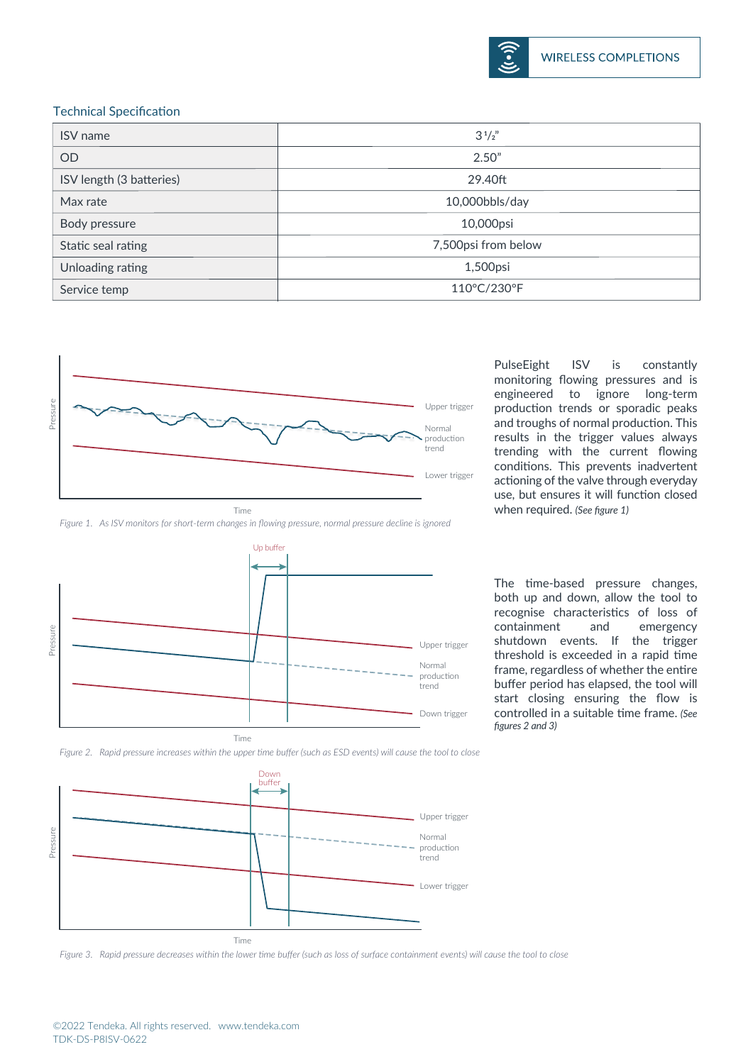WIRELESS COMPLETIONS

## Technical Specification

| | |
|---|---|
| ISV name | 3½" |
| OD | 2.50" |
| ISV length (3 batteries) | 29.40ft |
| Max rate | 10,000bbls/day |
| Body pressure | 10,000psi |
| Static seal rating | 7,500psi from below |
| Unloading rating | 1,500psi |
| Service temp | 110°C/230°F |

Pressure

Upper trigger

Normal production trend

Lower trigger

Time

*Figure 1. As ISV monitors for short-term changes in flowing pressure, normal pressure decline is ignored*

PulseEight ISV is constantly monitoring flowing pressures and is engineered to ignore long-term production trends or sporadic peaks and troughs of normal production. This results in the trigger values always trending with the current flowing conditions. This prevents inadvertent actioning of the valve through everyday use, but ensures it will function closed when required. *(See figure 1)*

Up buffer

Pressure

Upper trigger

Normal production trend

Down trigger

Time

*Figure 2. Rapid pressure increases within the upper time buffer (such as ESD events) will cause the tool to close*

The time-based pressure changes, both up and down, allow the tool to recognise characteristics of loss of containment and emergency shutdown events. If the trigger threshold is exceeded in a rapid time frame, regardless of whether the entire buffer period has elapsed, the tool will start closing ensuring the flow is controlled in a suitable time frame. *(See figures 2 and 3)*

Down buffer

Pressure

Upper trigger

Normal production trend

Lower trigger

Time

*Figure 3. Rapid pressure decreases within the lower time buffer (such as loss of surface containment events) will cause the tool to close*

©2022 Tendeka. All rights reserved. www.tendeka.com
TDK-DS-P8ISV-0622